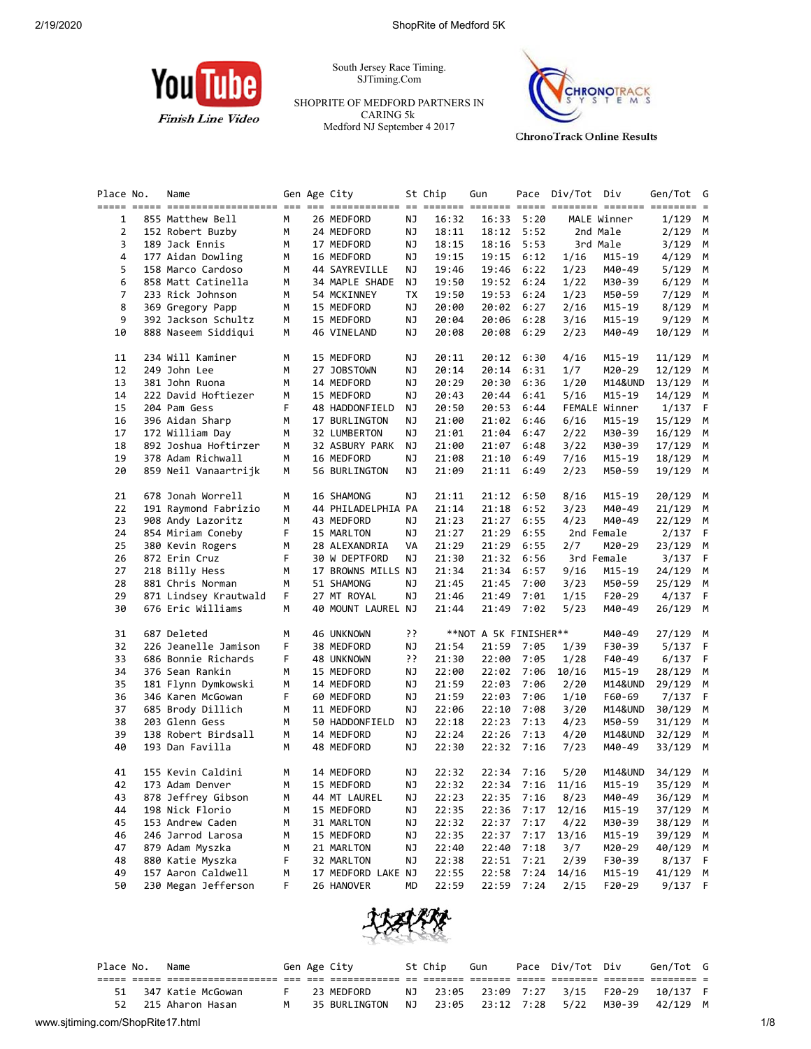South Jersey Race Timing.
SJTiming.Com

SHOPRITE OF MEDFORD PARTNERS IN CARING 5k
Medford NJ September 4 2017

YouTube Finish Line Video

ChronoTrack Online Results

| Place | No. | Name | Gen | Age | City | St | Chip | Gun | Pace | Div/Tot | Div | Gen/Tot | G |
|---|---|---|---|---|---|---|---|---|---|---|---|---|---|
| 1 | 855 | Matthew Bell | M | 26 | MEDFORD | NJ | 16:32 | 16:33 | 5:20 | MALE Winner | | 1/129 | M |
| 2 | 152 | Robert Buzby | M | 24 | MEDFORD | NJ | 18:11 | 18:12 | 5:52 | 2nd Male | | 2/129 | M |
| 3 | 189 | Jack Ennis | M | 17 | MEDFORD | NJ | 18:15 | 18:16 | 5:53 | 3rd Male | | 3/129 | M |
| 4 | 177 | Aidan Dowling | M | 16 | MEDFORD | NJ | 19:15 | 19:15 | 6:12 | 1/16 | M15-19 | 4/129 | M |
| 5 | 158 | Marco Cardoso | M | 44 | SAYREVILLE | NJ | 19:46 | 19:46 | 6:22 | 1/23 | M40-49 | 5/129 | M |
| 6 | 858 | Matt Catinella | M | 34 | MAPLE SHADE | NJ | 19:50 | 19:52 | 6:24 | 1/22 | M30-39 | 6/129 | M |
| 7 | 233 | Rick Johnson | M | 54 | MCKINNEY | TX | 19:50 | 19:53 | 6:24 | 1/23 | M50-59 | 7/129 | M |
| 8 | 369 | Gregory Papp | M | 15 | MEDFORD | NJ | 20:00 | 20:02 | 6:27 | 2/16 | M15-19 | 8/129 | M |
| 9 | 392 | Jackson Schultz | M | 15 | MEDFORD | NJ | 20:04 | 20:06 | 6:28 | 3/16 | M15-19 | 9/129 | M |
| 10 | 888 | Naseem Siddiqui | M | 46 | VINELAND | NJ | 20:08 | 20:08 | 6:29 | 2/23 | M40-49 | 10/129 | M |
| 11 | 234 | Will Kaminer | M | 15 | MEDFORD | NJ | 20:11 | 20:12 | 6:30 | 4/16 | M15-19 | 11/129 | M |
| 12 | 249 | John Lee | M | 27 | JOBSTOWN | NJ | 20:14 | 20:14 | 6:31 | 1/7 | M20-29 | 12/129 | M |
| 13 | 381 | John Ruona | M | 14 | MEDFORD | NJ | 20:29 | 20:30 | 6:36 | 1/20 | M14&UND | 13/129 | M |
| 14 | 222 | David Hoftiezer | M | 15 | MEDFORD | NJ | 20:43 | 20:44 | 6:41 | 5/16 | M15-19 | 14/129 | M |
| 15 | 204 | Pam Gess | F | 48 | HADDONFIELD | NJ | 20:50 | 20:53 | 6:44 | FEMALE Winner | | 1/137 | F |
| 16 | 396 | Aidan Sharp | M | 17 | BURLINGTON | NJ | 21:00 | 21:02 | 6:46 | 6/16 | M15-19 | 15/129 | M |
| 17 | 172 | William Day | M | 32 | LUMBERTON | NJ | 21:01 | 21:04 | 6:47 | 2/22 | M30-39 | 16/129 | M |
| 18 | 892 | Joshua Hoftirzer | M | 32 | ASBURY PARK | NJ | 21:00 | 21:07 | 6:48 | 3/22 | M30-39 | 17/129 | M |
| 19 | 378 | Adam Richwall | M | 16 | MEDFORD | NJ | 21:08 | 21:10 | 6:49 | 7/16 | M15-19 | 18/129 | M |
| 20 | 859 | Neil Vanaartrijk | M | 56 | BURLINGTON | NJ | 21:09 | 21:11 | 6:49 | 2/23 | M50-59 | 19/129 | M |
| 21 | 678 | Jonah Worrell | M | 16 | SHAMONG | NJ | 21:11 | 21:12 | 6:50 | 8/16 | M15-19 | 20/129 | M |
| 22 | 191 | Raymond Fabrizio | M | 44 | PHILADELPHIA | PA | 21:14 | 21:18 | 6:52 | 3/23 | M40-49 | 21/129 | M |
| 23 | 908 | Andy Lazoritz | M | 43 | MEDFORD | NJ | 21:23 | 21:27 | 6:55 | 4/23 | M40-49 | 22/129 | M |
| 24 | 854 | Miriam Coneby | F | 15 | MARLTON | NJ | 21:27 | 21:29 | 6:55 | 2nd Female | | 2/137 | F |
| 25 | 380 | Kevin Rogers | M | 28 | ALEXANDRIA | VA | 21:29 | 21:29 | 6:55 | 2/7 | M20-29 | 23/129 | M |
| 26 | 872 | Erin Cruz | F | 30 | W DEPTFORD | NJ | 21:30 | 21:32 | 6:56 | 3rd Female | | 3/137 | F |
| 27 | 218 | Billy Hess | M | 17 | BROWNS MILLS | NJ | 21:34 | 21:34 | 6:57 | 9/16 | M15-19 | 24/129 | M |
| 28 | 881 | Chris Norman | M | 51 | SHAMONG | NJ | 21:45 | 21:45 | 7:00 | 3/23 | M50-59 | 25/129 | M |
| 29 | 871 | Lindsey Krautwald | F | 27 | MT ROYAL | NJ | 21:46 | 21:49 | 7:01 | 1/15 | F20-29 | 4/137 | F |
| 30 | 676 | Eric Williams | M | 40 | MOUNT LAUREL | NJ | 21:44 | 21:49 | 7:02 | 5/23 | M40-49 | 26/129 | M |
| 31 | 687 | Deleted | M | 46 | UNKNOWN | ?? | **NOT A 5K FINISHER** | | | | M40-49 | 27/129 | M |
| 32 | 226 | Jeanelle Jamison | F | 38 | MEDFORD | NJ | 21:54 | 21:59 | 7:05 | 1/39 | F30-39 | 5/137 | F |
| 33 | 686 | Bonnie Richards | F | 48 | UNKNOWN | ?? | 21:30 | 22:00 | 7:05 | 1/28 | F40-49 | 6/137 | F |
| 34 | 376 | Sean Rankin | M | 15 | MEDFORD | NJ | 22:00 | 22:02 | 7:06 | 10/16 | M15-19 | 28/129 | M |
| 35 | 181 | Flynn Dymkowski | M | 14 | MEDFORD | NJ | 21:59 | 22:03 | 7:06 | 2/20 | M14&UND | 29/129 | M |
| 36 | 346 | Karen McGowan | F | 60 | MEDFORD | NJ | 21:59 | 22:03 | 7:06 | 1/10 | F60-69 | 7/137 | F |
| 37 | 685 | Brody Dillich | M | 11 | MEDFORD | NJ | 22:06 | 22:10 | 7:08 | 3/20 | M14&UND | 30/129 | M |
| 38 | 203 | Glenn Gess | M | 50 | HADDONFIELD | NJ | 22:18 | 22:23 | 7:13 | 4/23 | M50-59 | 31/129 | M |
| 39 | 138 | Robert Birdsall | M | 14 | MEDFORD | NJ | 22:24 | 22:26 | 7:13 | 4/20 | M14&UND | 32/129 | M |
| 40 | 193 | Dan Favilla | M | 48 | MEDFORD | NJ | 22:30 | 22:32 | 7:16 | 7/23 | M40-49 | 33/129 | M |
| 41 | 155 | Kevin Caldini | M | 14 | MEDFORD | NJ | 22:32 | 22:34 | 7:16 | 5/20 | M14&UND | 34/129 | M |
| 42 | 173 | Adam Denver | M | 15 | MEDFORD | NJ | 22:32 | 22:34 | 7:16 | 11/16 | M15-19 | 35/129 | M |
| 43 | 878 | Jeffrey Gibson | M | 44 | MT LAUREL | NJ | 22:23 | 22:35 | 7:16 | 8/23 | M40-49 | 36/129 | M |
| 44 | 198 | Nick Florio | M | 15 | MEDFORD | NJ | 22:35 | 22:36 | 7:17 | 12/16 | M15-19 | 37/129 | M |
| 45 | 153 | Andrew Caden | M | 31 | MARLTON | NJ | 22:32 | 22:37 | 7:17 | 4/22 | M30-39 | 38/129 | M |
| 46 | 246 | Jarrod Larosa | M | 15 | MEDFORD | NJ | 22:35 | 22:37 | 7:17 | 13/16 | M15-19 | 39/129 | M |
| 47 | 879 | Adam Myszka | M | 21 | MARLTON | NJ | 22:40 | 22:40 | 7:18 | 3/7 | M20-29 | 40/129 | M |
| 48 | 880 | Katie Myszka | F | 32 | MARLTON | NJ | 22:38 | 22:51 | 7:21 | 2/39 | F30-39 | 8/137 | F |
| 49 | 157 | Aaron Caldwell | M | 17 | MEDFORD LAKE | NJ | 22:55 | 22:58 | 7:24 | 14/16 | M15-19 | 41/129 | M |
| 50 | 230 | Megan Jefferson | F | 26 | HANOVER | MD | 22:59 | 22:59 | 7:24 | 2/15 | F20-29 | 9/137 | F |
| 51 | 347 | Katie McGowan | F | 23 | MEDFORD | NJ | 23:05 | 23:09 | 7:27 | 3/15 | F20-29 | 10/137 | F |
| 52 | 215 | Aharon Hasan | M | 35 | BURLINGTON | NJ | 23:05 | 23:12 | 7:28 | 5/22 | M30-39 | 42/129 | M |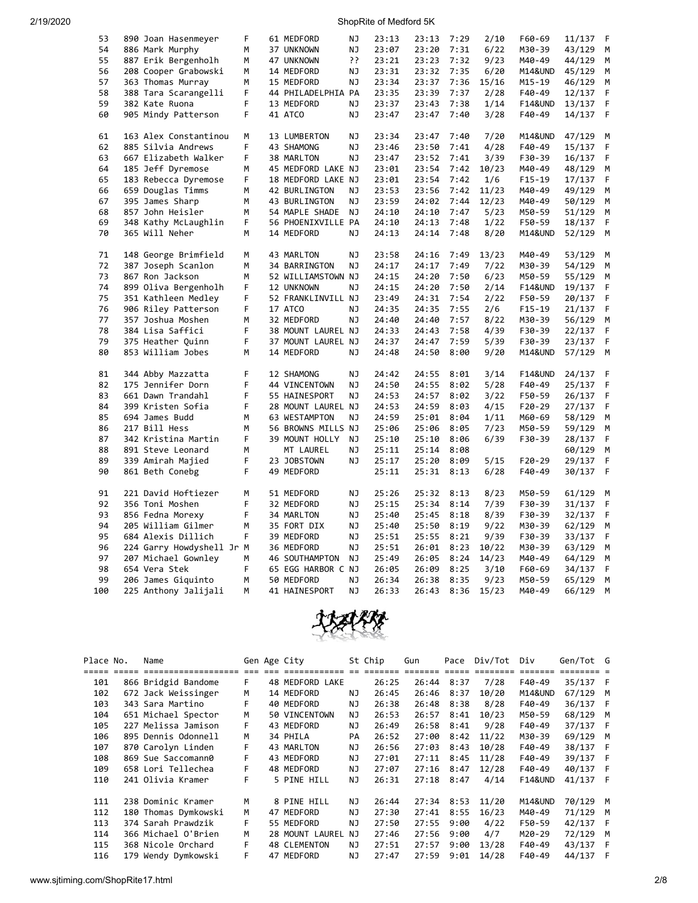| Place | No. | Name | Gen | Age | City | St | Chip | Gun | Pace | Div/Tot | Div | Gen/Tot | G |
|---|---|---|---|---|---|---|---|---|---|---|---|---|---|
| 53 | 890 | Joan Hasenmeyer | F | 61 | MEDFORD | NJ | 23:13 | 23:13 | 7:29 | 2/10 | F60-69 | 11/137 | F |
| 54 | 886 | Mark Murphy | M | 37 | UNKNOWN | NJ | 23:07 | 23:20 | 7:31 | 6/22 | M30-39 | 43/129 | M |
| 55 | 887 | Erik Bergenholh | M | 47 | UNKNOWN | ?? | 23:21 | 23:23 | 7:32 | 9/23 | M40-49 | 44/129 | M |
| 56 | 208 | Cooper Grabowski | M | 14 | MEDFORD | NJ | 23:31 | 23:32 | 7:35 | 6/20 | M14&UND | 45/129 | M |
| 57 | 363 | Thomas Murray | M | 15 | MEDFORD | NJ | 23:34 | 23:37 | 7:36 | 15/16 | M15-19 | 46/129 | M |
| 58 | 388 | Tara Scarangelli | F | 44 | PHILADELPHIA | PA | 23:35 | 23:39 | 7:37 | 2/28 | F40-49 | 12/137 | F |
| 59 | 382 | Kate Ruona | F | 13 | MEDFORD | NJ | 23:37 | 23:43 | 7:38 | 1/14 | F14&UND | 13/137 | F |
| 60 | 905 | Mindy Patterson | F | 41 | ATCO | NJ | 23:47 | 23:47 | 7:40 | 3/28 | F40-49 | 14/137 | F |
| 61 | 163 | Alex Constantinou | M | 13 | LUMBERTON | NJ | 23:34 | 23:47 | 7:40 | 7/20 | M14&UND | 47/129 | M |
| 62 | 885 | Silvia Andrews | F | 43 | SHAMONG | NJ | 23:46 | 23:50 | 7:41 | 4/28 | F40-49 | 15/137 | F |
| 63 | 667 | Elizabeth Walker | F | 38 | MARLTON | NJ | 23:47 | 23:52 | 7:41 | 3/39 | F30-39 | 16/137 | F |
| 64 | 185 | Jeff Dyremose | M | 45 | MEDFORD LAKE | NJ | 23:01 | 23:54 | 7:42 | 10/23 | M40-49 | 48/129 | M |
| 65 | 183 | Rebecca Dyremose | F | 18 | MEDFORD LAKE | NJ | 23:01 | 23:54 | 7:42 | 1/6 | F15-19 | 17/137 | F |
| 66 | 659 | Douglas Timms | M | 42 | BURLINGTON | NJ | 23:53 | 23:56 | 7:42 | 11/23 | M40-49 | 49/129 | M |
| 67 | 395 | James Sharp | M | 43 | BURLINGTON | NJ | 23:59 | 24:02 | 7:44 | 12/23 | M40-49 | 50/129 | M |
| 68 | 857 | John Heisler | M | 54 | MAPLE SHADE | NJ | 24:10 | 24:10 | 7:47 | 5/23 | M50-59 | 51/129 | M |
| 69 | 348 | Kathy McLaughlin | F | 56 | PHOENIXVILLE | PA | 24:10 | 24:13 | 7:48 | 1/22 | F50-59 | 18/137 | F |
| 70 | 365 | Will Neher | M | 14 | MEDFORD | NJ | 24:13 | 24:14 | 7:48 | 8/20 | M14&UND | 52/129 | M |
| 71 | 148 | George Brimfield | M | 43 | MARLTON | NJ | 23:58 | 24:16 | 7:49 | 13/23 | M40-49 | 53/129 | M |
| 72 | 387 | Joseph Scanlon | M | 34 | BARRINGTON | NJ | 24:17 | 24:17 | 7:49 | 7/22 | M30-39 | 54/129 | M |
| 73 | 867 | Ron Jackson | M | 52 | WILLIAMSTOWN | NJ | 24:15 | 24:20 | 7:50 | 6/23 | M50-59 | 55/129 | M |
| 74 | 899 | Oliva Bergenholh | F | 12 | UNKNOWN | NJ | 24:15 | 24:20 | 7:50 | 2/14 | F14&UND | 19/137 | F |
| 75 | 351 | Kathleen Medley | F | 52 | FRANKLINVILL | NJ | 23:49 | 24:31 | 7:54 | 2/22 | F50-59 | 20/137 | F |
| 76 | 906 | Riley Patterson | F | 17 | ATCO | NJ | 24:35 | 24:35 | 7:55 | 2/6 | F15-19 | 21/137 | F |
| 77 | 357 | Joshua Moshen | M | 32 | MEDFORD | NJ | 24:40 | 24:40 | 7:57 | 8/22 | M30-39 | 56/129 | M |
| 78 | 384 | Lisa Saffici | F | 38 | MOUNT LAUREL | NJ | 24:33 | 24:43 | 7:58 | 4/39 | F30-39 | 22/137 | F |
| 79 | 375 | Heather Quinn | F | 37 | MOUNT LAUREL | NJ | 24:37 | 24:47 | 7:59 | 5/39 | F30-39 | 23/137 | F |
| 80 | 853 | William Jobes | M | 14 | MEDFORD | NJ | 24:48 | 24:50 | 8:00 | 9/20 | M14&UND | 57/129 | M |
| 81 | 344 | Abby Mazzatta | F | 12 | SHAMONG | NJ | 24:42 | 24:55 | 8:01 | 3/14 | F14&UND | 24/137 | F |
| 82 | 175 | Jennifer Dorn | F | 44 | VINCENTOWN | NJ | 24:50 | 24:55 | 8:02 | 5/28 | F40-49 | 25/137 | F |
| 83 | 661 | Dawn Trandahl | F | 55 | HAINESPORT | NJ | 24:53 | 24:57 | 8:02 | 3/22 | F50-59 | 26/137 | F |
| 84 | 399 | Kristen Sofia | F | 28 | MOUNT LAUREL | NJ | 24:53 | 24:59 | 8:03 | 4/15 | F20-29 | 27/137 | F |
| 85 | 694 | James Budd | M | 63 | WESTAMPTON | NJ | 24:59 | 25:01 | 8:04 | 1/11 | M60-69 | 58/129 | M |
| 86 | 217 | Bill Hess | M | 56 | BROWNS MILLS | NJ | 25:06 | 25:06 | 8:05 | 7/23 | M50-59 | 59/129 | M |
| 87 | 342 | Kristina Martin | F | 39 | MOUNT HOLLY | NJ | 25:10 | 25:10 | 8:06 | 6/39 | F30-39 | 28/137 | F |
| 88 | 891 | Steve Leonard | M | | MT LAUREL | NJ | 25:11 | 25:14 | 8:08 | | | 60/129 | M |
| 89 | 339 | Amirah Majied | F | 23 | JOBSTOWN | NJ | 25:17 | 25:20 | 8:09 | 5/15 | F20-29 | 29/137 | F |
| 90 | 861 | Beth Conebg | F | 49 | MEDFORD | | 25:11 | 25:31 | 8:13 | 6/28 | F40-49 | 30/137 | F |
| 91 | 221 | David Hoftiezer | M | 51 | MEDFORD | NJ | 25:26 | 25:32 | 8:13 | 8/23 | M50-59 | 61/129 | M |
| 92 | 356 | Toni Moshen | F | 32 | MEDFORD | NJ | 25:15 | 25:34 | 8:14 | 7/39 | F30-39 | 31/137 | F |
| 93 | 856 | Fedna Morexy | F | 34 | MARLTON | NJ | 25:40 | 25:45 | 8:18 | 8/39 | F30-39 | 32/137 | F |
| 94 | 205 | William Gilmer | M | 35 | FORT DIX | NJ | 25:40 | 25:50 | 8:19 | 9/22 | M30-39 | 62/129 | M |
| 95 | 684 | Alexis Dillich | F | 39 | MEDFORD | NJ | 25:51 | 25:55 | 8:21 | 9/39 | F30-39 | 33/137 | F |
| 96 | 224 | Garry Howdyshell Jr | M | 36 | MEDFORD | NJ | 25:51 | 26:01 | 8:23 | 10/22 | M30-39 | 63/129 | M |
| 97 | 207 | Michael Gownley | M | 46 | SOUTHAMPTON | NJ | 25:49 | 26:05 | 8:24 | 14/23 | M40-49 | 64/129 | M |
| 98 | 654 | Vera Stek | F | 65 | EGG HARBOR C | NJ | 26:05 | 26:09 | 8:25 | 3/10 | F60-69 | 34/137 | F |
| 99 | 206 | James Giquinto | M | 50 | MEDFORD | NJ | 26:34 | 26:38 | 8:35 | 9/23 | M50-59 | 65/129 | M |
| 100 | 225 | Anthony Jalijali | M | 41 | HAINESPORT | NJ | 26:33 | 26:43 | 8:36 | 15/23 | M40-49 | 66/129 | M |
| 101 | 866 | Bridgid Bandome | F | 48 | MEDFORD LAKE | | 26:25 | 26:44 | 8:37 | 7/28 | F40-49 | 35/137 | F |
| 102 | 672 | Jack Weissinger | M | 14 | MEDFORD | NJ | 26:45 | 26:46 | 8:37 | 10/20 | M14&UND | 67/129 | M |
| 103 | 343 | Sara Martino | F | 40 | MEDFORD | NJ | 26:38 | 26:48 | 8:38 | 8/28 | F40-49 | 36/137 | F |
| 104 | 651 | Michael Spector | M | 50 | VINCENTOWN | NJ | 26:53 | 26:57 | 8:41 | 10/23 | M50-59 | 68/129 | M |
| 105 | 227 | Melissa Jamison | F | 43 | MEDFORD | NJ | 26:49 | 26:58 | 8:41 | 9/28 | F40-49 | 37/137 | F |
| 106 | 895 | Dennis Odonnell | M | 34 | PHILA | PA | 26:52 | 27:00 | 8:42 | 11/22 | M30-39 | 69/129 | M |
| 107 | 870 | Carolyn Linden | F | 43 | MARLTON | NJ | 26:56 | 27:03 | 8:43 | 10/28 | F40-49 | 38/137 | F |
| 108 | 869 | Sue Saccomann0 | F | 43 | MEDFORD | NJ | 27:01 | 27:11 | 8:45 | 11/28 | F40-49 | 39/137 | F |
| 109 | 658 | Lori Tellechea | F | 48 | MEDFORD | NJ | 27:07 | 27:16 | 8:47 | 12/28 | F40-49 | 40/137 | F |
| 110 | 241 | Olivia Kramer | F | 5 | PINE HILL | NJ | 26:31 | 27:18 | 8:47 | 4/14 | F14&UND | 41/137 | F |
| 111 | 238 | Dominic Kramer | M | 8 | PINE HILL | NJ | 26:44 | 27:34 | 8:53 | 11/20 | M14&UND | 70/129 | M |
| 112 | 180 | Thomas Dymkowski | M | 47 | MEDFORD | NJ | 27:30 | 27:41 | 8:55 | 16/23 | M40-49 | 71/129 | M |
| 113 | 374 | Sarah Prawdzik | F | 55 | MEDFORD | NJ | 27:50 | 27:55 | 9:00 | 4/22 | F50-59 | 42/137 | F |
| 114 | 366 | Michael O'Brien | M | 28 | MOUNT LAUREL | NJ | 27:46 | 27:56 | 9:00 | 4/7 | M20-29 | 72/129 | M |
| 115 | 368 | Nicole Orchard | F | 48 | CLEMENTON | NJ | 27:51 | 27:57 | 9:00 | 13/28 | F40-49 | 43/137 | F |
| 116 | 179 | Wendy Dymkowski | F | 47 | MEDFORD | NJ | 27:47 | 27:59 | 9:01 | 14/28 | F40-49 | 44/137 | F |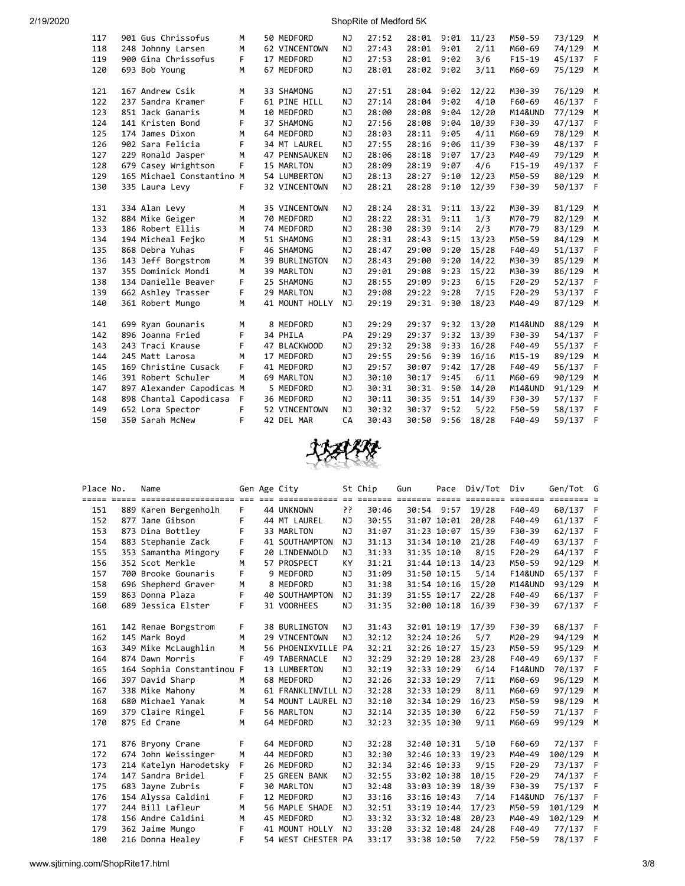| Place | No. | Name | Gen | Age | City | St | Chip | Gun | Pace | Div/Tot | Div | Gen/Tot | G |
|---|---|---|---|---|---|---|---|---|---|---|---|---|---|
| 117 | 901 | Gus Chrissofus | M | 50 | MEDFORD | NJ | 27:52 | 28:01 | 9:01 | 11/23 | M50-59 | 73/129 | M |
| 118 | 248 | Johnny Larsen | M | 62 | VINCENTOWN | NJ | 27:43 | 28:01 | 9:01 | 2/11 | M60-69 | 74/129 | M |
| 119 | 900 | Gina Chrissofus | F | 17 | MEDFORD | NJ | 27:53 | 28:01 | 9:02 | 3/6 | F15-19 | 45/137 | F |
| 120 | 693 | Bob Young | M | 67 | MEDFORD | NJ | 28:01 | 28:02 | 9:02 | 3/11 | M60-69 | 75/129 | M |
| 121 | 167 | Andrew Csik | M | 33 | SHAMONG | NJ | 27:51 | 28:04 | 9:02 | 12/22 | M30-39 | 76/129 | M |
| 122 | 237 | Sandra Kramer | F | 61 | PINE HILL | NJ | 27:14 | 28:04 | 9:02 | 4/10 | F60-69 | 46/137 | F |
| 123 | 851 | Jack Ganaris | M | 10 | MEDFORD | NJ | 28:00 | 28:08 | 9:04 | 12/20 | M14&UND | 77/129 | M |
| 124 | 141 | Kristen Bond | F | 37 | SHAMONG | NJ | 27:56 | 28:08 | 9:04 | 10/39 | F30-39 | 47/137 | F |
| 125 | 174 | James Dixon | M | 64 | MEDFORD | NJ | 28:03 | 28:11 | 9:05 | 4/11 | M60-69 | 78/129 | M |
| 126 | 902 | Sara Felicia | F | 34 | MT LAUREL | NJ | 27:55 | 28:16 | 9:06 | 11/39 | F30-39 | 48/137 | F |
| 127 | 229 | Ronald Jasper | M | 47 | PENNSAUKEN | NJ | 28:06 | 28:18 | 9:07 | 17/23 | M40-49 | 79/129 | M |
| 128 | 679 | Casey Wrightson | F | 15 | MARLTON | NJ | 28:09 | 28:19 | 9:07 | 4/6 | F15-19 | 49/137 | F |
| 129 | 165 | Michael Constantino | M | 54 | LUMBERTON | NJ | 28:13 | 28:27 | 9:10 | 12/23 | M50-59 | 80/129 | M |
| 130 | 335 | Laura Levy | F | 32 | VINCENTOWN | NJ | 28:21 | 28:28 | 9:10 | 12/39 | F30-39 | 50/137 | F |
| 131 | 334 | Alan Levy | M | 35 | VINCENTOWN | NJ | 28:24 | 28:31 | 9:11 | 13/22 | M30-39 | 81/129 | M |
| 132 | 884 | Mike Geiger | M | 70 | MEDFORD | NJ | 28:22 | 28:31 | 9:11 | 1/3 | M70-79 | 82/129 | M |
| 133 | 186 | Robert Ellis | M | 74 | MEDFORD | NJ | 28:30 | 28:39 | 9:14 | 2/3 | M70-79 | 83/129 | M |
| 134 | 194 | Micheal Fejko | M | 51 | SHAMONG | NJ | 28:31 | 28:43 | 9:15 | 13/23 | M50-59 | 84/129 | M |
| 135 | 868 | Debra Yuhas | F | 46 | SHAMONG | NJ | 28:47 | 29:00 | 9:20 | 15/28 | F40-49 | 51/137 | F |
| 136 | 143 | Jeff Borgstrom | M | 39 | BURLINGTON | NJ | 28:43 | 29:00 | 9:20 | 14/22 | M30-39 | 85/129 | M |
| 137 | 355 | Dominick Mondi | M | 39 | MARLTON | NJ | 29:01 | 29:08 | 9:23 | 15/22 | M30-39 | 86/129 | M |
| 138 | 134 | Danielle Beaver | F | 25 | SHAMONG | NJ | 28:55 | 29:09 | 9:23 | 6/15 | F20-29 | 52/137 | F |
| 139 | 662 | Ashley Trasser | F | 29 | MARLTON | NJ | 29:08 | 29:22 | 9:28 | 7/15 | F20-29 | 53/137 | F |
| 140 | 361 | Robert Mungo | M | 41 | MOUNT HOLLY | NJ | 29:19 | 29:31 | 9:30 | 18/23 | M40-49 | 87/129 | M |
| 141 | 699 | Ryan Gounaris | M | 8 | MEDFORD | NJ | 29:29 | 29:37 | 9:32 | 13/20 | M14&UND | 88/129 | M |
| 142 | 896 | Joanna Fried | F | 34 | PHILA | PA | 29:29 | 29:37 | 9:32 | 13/39 | F30-39 | 54/137 | F |
| 143 | 243 | Traci Krause | F | 47 | BLACKWOOD | NJ | 29:32 | 29:38 | 9:33 | 16/28 | F40-49 | 55/137 | F |
| 144 | 245 | Matt Larosa | M | 17 | MEDFORD | NJ | 29:55 | 29:56 | 9:39 | 16/16 | M15-19 | 89/129 | M |
| 145 | 169 | Christine Cusack | F | 41 | MEDFORD | NJ | 29:57 | 30:07 | 9:42 | 17/28 | F40-49 | 56/137 | F |
| 146 | 391 | Robert Schuler | M | 69 | MARLTON | NJ | 30:10 | 30:17 | 9:45 | 6/11 | M60-69 | 90/129 | M |
| 147 | 897 | Alexander Capodicas | M | 5 | MEDFORD | NJ | 30:31 | 30:31 | 9:50 | 14/20 | M14&UND | 91/129 | M |
| 148 | 898 | Chantal Capodicasa | F | 36 | MEDFORD | NJ | 30:11 | 30:35 | 9:51 | 14/39 | F30-39 | 57/137 | F |
| 149 | 652 | Lora Spector | F | 52 | VINCENTOWN | NJ | 30:32 | 30:37 | 9:52 | 5/22 | F50-59 | 58/137 | F |
| 150 | 350 | Sarah McNew | F | 42 | DEL MAR | CA | 30:43 | 30:50 | 9:56 | 18/28 | F40-49 | 59/137 | F |

| Place | No. | Name | Gen | Age | City | St | Chip | Gun | Pace | Div/Tot | Div | Gen/Tot | G |
|---|---|---|---|---|---|---|---|---|---|---|---|---|---|
| 151 | 889 | Karen Bergenholh | F | 44 | UNKNOWN | ?? | 30:46 | 30:54 | 9:57 | 19/28 | F40-49 | 60/137 | F |
| 152 | 877 | Jane Gibson | F | 44 | MT LAUREL | NJ | 30:55 | 31:07 | 10:01 | 20/28 | F40-49 | 61/137 | F |
| 153 | 873 | Dina Bottley | F | 33 | MARLTON | NJ | 31:07 | 31:23 | 10:07 | 15/39 | F30-39 | 62/137 | F |
| 154 | 883 | Stephanie Zack | F | 41 | SOUTHAMPTON | NJ | 31:13 | 31:34 | 10:10 | 21/28 | F40-49 | 63/137 | F |
| 155 | 353 | Samantha Mingory | F | 20 | LINDENWOLD | NJ | 31:33 | 31:35 | 10:10 | 8/15 | F20-29 | 64/137 | F |
| 156 | 352 | Scot Merkle | M | 57 | PROSPECT | KY | 31:21 | 31:44 | 10:13 | 14/23 | M50-59 | 92/129 | M |
| 157 | 700 | Brooke Gounaris | F | 9 | MEDFORD | NJ | 31:09 | 31:50 | 10:15 | 5/14 | F14&UND | 65/137 | F |
| 158 | 696 | Shepherd Graver | M | 8 | MEDFORD | NJ | 31:38 | 31:54 | 10:16 | 15/20 | M14&UND | 93/129 | M |
| 159 | 863 | Donna Plaza | F | 40 | SOUTHAMPTON | NJ | 31:39 | 31:55 | 10:17 | 22/28 | F40-49 | 66/137 | F |
| 160 | 689 | Jessica Elster | F | 31 | VOORHEES | NJ | 31:35 | 32:00 | 10:18 | 16/39 | F30-39 | 67/137 | F |
| 161 | 142 | Renae Borgstrom | F | 38 | BURLINGTON | NJ | 31:43 | 32:01 | 10:19 | 17/39 | F30-39 | 68/137 | F |
| 162 | 145 | Mark Boyd | M | 29 | VINCENTOWN | NJ | 32:12 | 32:24 | 10:26 | 5/7 | M20-29 | 94/129 | M |
| 163 | 349 | Mike McLaughlin | M | 56 | PHOENIXVILLE | PA | 32:21 | 32:26 | 10:27 | 15/23 | M50-59 | 95/129 | M |
| 164 | 874 | Dawn Morris | F | 49 | TABERNACLE | NJ | 32:29 | 32:29 | 10:28 | 23/28 | F40-49 | 69/137 | F |
| 165 | 164 | Sophia Constantinou | F | 13 | LUMBERTON | NJ | 32:19 | 32:33 | 10:29 | 6/14 | F14&UND | 70/137 | F |
| 166 | 397 | David Sharp | M | 68 | MEDFORD | NJ | 32:26 | 32:33 | 10:29 | 7/11 | M60-69 | 96/129 | M |
| 167 | 338 | Mike Mahony | M | 61 | FRANKLINVILL | NJ | 32:28 | 32:33 | 10:29 | 8/11 | M60-69 | 97/129 | M |
| 168 | 680 | Michael Yanak | M | 54 | MOUNT LAUREL | NJ | 32:10 | 32:34 | 10:29 | 16/23 | M50-59 | 98/129 | M |
| 169 | 379 | Claire Ringel | F | 56 | MARLTON | NJ | 32:14 | 32:35 | 10:30 | 6/22 | F50-59 | 71/137 | F |
| 170 | 875 | Ed Crane | M | 64 | MEDFORD | NJ | 32:23 | 32:35 | 10:30 | 9/11 | M60-69 | 99/129 | M |
| 171 | 876 | Bryony Crane | F | 64 | MEDFORD | NJ | 32:28 | 32:40 | 10:31 | 5/10 | F60-69 | 72/137 | F |
| 172 | 674 | John Weissinger | M | 44 | MEDFORD | NJ | 32:30 | 32:46 | 10:33 | 19/23 | M40-49 | 100/129 | M |
| 173 | 214 | Katelyn Harodetsky | F | 26 | MEDFORD | NJ | 32:34 | 32:46 | 10:33 | 9/15 | F20-29 | 73/137 | F |
| 174 | 147 | Sandra Bridel | F | 25 | GREEN BANK | NJ | 32:55 | 33:02 | 10:38 | 10/15 | F20-29 | 74/137 | F |
| 175 | 683 | Jayne Zubris | F | 30 | MARLTON | NJ | 32:48 | 33:03 | 10:39 | 18/39 | F30-39 | 75/137 | F |
| 176 | 154 | Alyssa Caldini | F | 12 | MEDFORD | NJ | 33:16 | 33:16 | 10:43 | 7/14 | F14&UND | 76/137 | F |
| 177 | 244 | Bill Lafleur | M | 56 | MAPLE SHADE | NJ | 32:51 | 33:19 | 10:44 | 17/23 | M50-59 | 101/129 | M |
| 178 | 156 | Andre Caldini | M | 45 | MEDFORD | NJ | 33:32 | 33:32 | 10:48 | 20/23 | M40-49 | 102/129 | M |
| 179 | 362 | Jaime Mungo | F | 41 | MOUNT HOLLY | NJ | 33:20 | 33:32 | 10:48 | 24/28 | F40-49 | 77/137 | F |
| 180 | 216 | Donna Healey | F | 54 | WEST CHESTER | PA | 33:17 | 33:38 | 10:50 | 7/22 | F50-59 | 78/137 | F |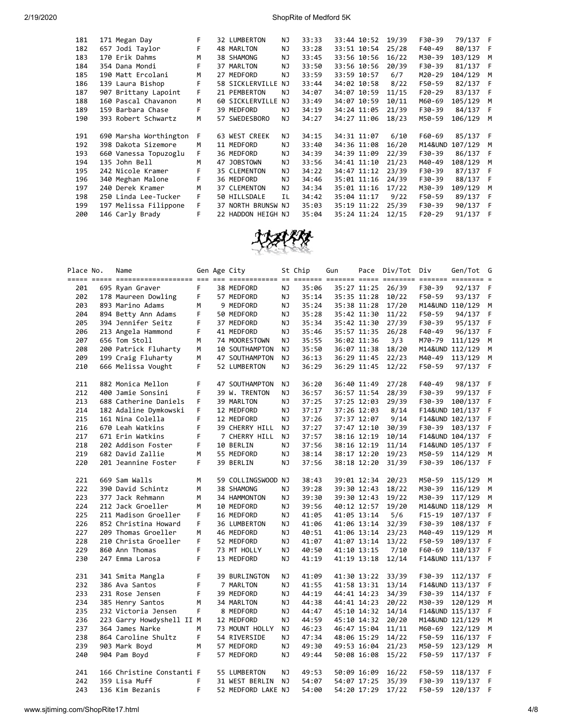| Place | No. | Name | Gen | Age | City | St | Chip | Gun | Pace | Div/Tot | Div | Gen/Tot | G |
|---|---|---|---|---|---|---|---|---|---|---|---|---|---|
| 181 | 171 | Megan Day | F | 32 | LUMBERTON | NJ | 33:33 | 33:44 | 10:52 | 19/39 | F30-39 | 79/137 | F |
| 182 | 657 | Jodi Taylor | F | 48 | MARLTON | NJ | 33:28 | 33:51 | 10:54 | 25/28 | F40-49 | 80/137 | F |
| 183 | 170 | Erik Dahms | M | 38 | SHAMONG | NJ | 33:45 | 33:56 | 10:56 | 16/22 | M30-39 | 103/129 | M |
| 184 | 354 | Dana Mondi | F | 37 | MARLTON | NJ | 33:50 | 33:56 | 10:56 | 20/39 | F30-39 | 81/137 | F |
| 185 | 190 | Matt Ercolani | M | 27 | MEDFORD | NJ | 33:59 | 33:59 | 10:57 | 6/7 | M20-29 | 104/129 | M |
| 186 | 139 | Laura Bishop | F | 58 | SICKLERVILLE | NJ | 33:44 | 34:02 | 10:58 | 8/22 | F50-59 | 82/137 | F |
| 187 | 907 | Brittany Lapoint | F | 21 | PEMBERTON | NJ | 34:07 | 34:07 | 10:59 | 11/15 | F20-29 | 83/137 | F |
| 188 | 160 | Pascal Chavanon | M | 60 | SICKLERVILLE | NJ | 33:49 | 34:07 | 10:59 | 10/11 | M60-69 | 105/129 | M |
| 189 | 159 | Barbara Chase | F | 39 | MEDFORD | NJ | 34:19 | 34:24 | 11:05 | 21/39 | F30-39 | 84/137 | F |
| 190 | 393 | Robert Schwartz | M | 57 | SWEDESBORO | NJ | 34:27 | 34:27 | 11:06 | 18/23 | M50-59 | 106/129 | M |
| 191 | 690 | Marsha Worthington | F | 63 | WEST CREEK | NJ | 34:15 | 34:31 | 11:07 | 6/10 | F60-69 | 85/137 | F |
| 192 | 398 | Dakota Sizemore | M | 11 | MEDFORD | NJ | 33:40 | 34:36 | 11:08 | 16/20 | M14&UND | 107/129 | M |
| 193 | 660 | Vanessa Topuzoglu | F | 36 | MEDFORD | NJ | 34:39 | 34:39 | 11:09 | 22/39 | F30-39 | 86/137 | F |
| 194 | 135 | John Bell | M | 47 | JOBSTOWN | NJ | 33:56 | 34:41 | 11:10 | 21/23 | M40-49 | 108/129 | M |
| 195 | 242 | Nicole Kramer | F | 35 | CLEMENTON | NJ | 34:22 | 34:47 | 11:12 | 23/39 | F30-39 | 87/137 | F |
| 196 | 340 | Meghan Malone | F | 36 | MEDFORD | NJ | 34:46 | 35:01 | 11:16 | 24/39 | F30-39 | 88/137 | F |
| 197 | 240 | Derek Kramer | M | 37 | CLEMENTON | NJ | 34:34 | 35:01 | 11:16 | 17/22 | M30-39 | 109/129 | M |
| 198 | 250 | Linda Lee-Tucker | F | 50 | HILLSDALE | IL | 34:42 | 35:04 | 11:17 | 9/22 | F50-59 | 89/137 | F |
| 199 | 197 | Melissa Filippone | F | 37 | NORTH BRUNSW | NJ | 35:03 | 35:19 | 11:22 | 25/39 | F30-39 | 90/137 | F |
| 200 | 146 | Carly Brady | F | 22 | HADDON HEIGH | NJ | 35:04 | 35:24 | 11:24 | 12/15 | F20-29 | 91/137 | F |
| 201 | 695 | Ryan Graver | F | 38 | MEDFORD | NJ | 35:06 | 35:27 | 11:25 | 26/39 | F30-39 | 92/137 | F |
| 202 | 178 | Maureen Dowling | F | 57 | MEDFORD | NJ | 35:14 | 35:35 | 11:28 | 10/22 | F50-59 | 93/137 | F |
| 203 | 893 | Marino Adams | M | 9 | MEDFORD | NJ | 35:24 | 35:38 | 11:28 | 17/20 | M14&UND | 110/129 | M |
| 204 | 894 | Betty Ann Adams | F | 50 | MEDFORD | NJ | 35:28 | 35:42 | 11:30 | 11/22 | F50-59 | 94/137 | F |
| 205 | 394 | Jennifer Seitz | F | 37 | MEDFORD | NJ | 35:34 | 35:42 | 11:30 | 27/39 | F30-39 | 95/137 | F |
| 206 | 213 | Angela Hammond | F | 41 | MEDFORD | NJ | 35:46 | 35:57 | 11:35 | 26/28 | F40-49 | 96/137 | F |
| 207 | 656 | Tom Stoll | M | 74 | MOORESTOWN | NJ | 35:55 | 36:02 | 11:36 | 3/3 | M70-79 | 111/129 | M |
| 208 | 200 | Patrick Fluharty | M | 10 | SOUTHAMPTON | NJ | 35:50 | 36:07 | 11:38 | 18/20 | M14&UND | 112/129 | M |
| 209 | 199 | Craig Fluharty | M | 47 | SOUTHAMPTON | NJ | 36:13 | 36:29 | 11:45 | 22/23 | M40-49 | 113/129 | M |
| 210 | 666 | Melissa Vought | F | 52 | LUMBERTON | NJ | 36:29 | 36:29 | 11:45 | 12/22 | F50-59 | 97/137 | F |
| 211 | 882 | Monica Mellon | F | 47 | SOUTHAMPTON | NJ | 36:20 | 36:40 | 11:49 | 27/28 | F40-49 | 98/137 | F |
| 212 | 400 | Jamie Sonsini | F | 39 | W. TRENTON | NJ | 36:57 | 36:57 | 11:54 | 28/39 | F30-39 | 99/137 | F |
| 213 | 688 | Catherine Daniels | F | 39 | MARLTON | NJ | 37:25 | 37:25 | 12:03 | 29/39 | F30-39 | 100/137 | F |
| 214 | 182 | Adaline Dymkowski | F | 12 | MEDFORD | NJ | 37:17 | 37:26 | 12:03 | 8/14 | F14&UND | 101/137 | F |
| 215 | 161 | Nina Colella | F | 12 | MEDFORD | NJ | 37:26 | 37:37 | 12:07 | 9/14 | F14&UND | 102/137 | F |
| 216 | 670 | Leah Watkins | F | 39 | CHERRY HILL | NJ | 37:27 | 37:47 | 12:10 | 30/39 | F30-39 | 103/137 | F |
| 217 | 671 | Erin Watkins | F | 7 | CHERRY HILL | NJ | 37:57 | 38:16 | 12:19 | 10/14 | F14&UND | 104/137 | F |
| 218 | 202 | Addison Foster | F | 10 | BERLIN | NJ | 37:56 | 38:16 | 12:19 | 11/14 | F14&UND | 105/137 | F |
| 219 | 682 | David Zallie | M | 55 | MEDFORD | NJ | 38:14 | 38:17 | 12:20 | 19/23 | M50-59 | 114/129 | M |
| 220 | 201 | Jeannine Foster | F | 39 | BERLIN | NJ | 37:56 | 38:18 | 12:20 | 31/39 | F30-39 | 106/137 | F |
| 221 | 669 | Sam Walls | M | 59 | COLLINGSWOOD | NJ | 38:43 | 39:01 | 12:34 | 20/23 | M50-59 | 115/129 | M |
| 222 | 390 | David Schintz | M | 38 | SHAMONG | NJ | 39:28 | 39:30 | 12:43 | 18/22 | M30-39 | 116/129 | M |
| 223 | 377 | Jack Rehmann | M | 34 | HAMMONTON | NJ | 39:30 | 39:30 | 12:43 | 19/22 | M30-39 | 117/129 | M |
| 224 | 212 | Jack Groeller | M | 10 | MEDFORD | NJ | 39:56 | 40:12 | 12:57 | 19/20 | M14&UND | 118/129 | M |
| 225 | 211 | Madison Groeller | F | 16 | MEDFORD | NJ | 41:05 | 41:05 | 13:14 | 5/6 | F15-19 | 107/137 | F |
| 226 | 852 | Christina Howard | F | 36 | LUMBERTON | NJ | 41:06 | 41:06 | 13:14 | 32/39 | F30-39 | 108/137 | F |
| 227 | 209 | Thomas Groeller | M | 46 | MEDFORD | NJ | 40:51 | 41:06 | 13:14 | 23/23 | M40-49 | 119/129 | M |
| 228 | 210 | Christa Groeller | F | 52 | MEDFORD | NJ | 41:07 | 41:07 | 13:14 | 13/22 | F50-59 | 109/137 | F |
| 229 | 860 | Ann Thomas | F | 73 | MT HOLLY | NJ | 40:50 | 41:10 | 13:15 | 7/10 | F60-69 | 110/137 | F |
| 230 | 247 | Emma Larosa | F | 13 | MEDFORD | NJ | 41:19 | 41:19 | 13:18 | 12/14 | F14&UND | 111/137 | F |
| 231 | 341 | Smita Mangla | F | 39 | BURLINGTON | NJ | 41:09 | 41:30 | 13:22 | 33/39 | F30-39 | 112/137 | F |
| 232 | 386 | Ava Santos | F | 7 | MARLTON | NJ | 41:55 | 41:58 | 13:31 | 13/14 | F14&UND | 113/137 | F |
| 233 | 231 | Rose Jensen | F | 39 | MEDFORD | NJ | 44:19 | 44:41 | 14:23 | 34/39 | F30-39 | 114/137 | F |
| 234 | 385 | Henry Santos | M | 34 | MARLTON | NJ | 44:38 | 44:41 | 14:23 | 20/22 | M30-39 | 120/129 | M |
| 235 | 232 | Victoria Jensen | F | 8 | MEDFORD | NJ | 44:47 | 45:10 | 14:32 | 14/14 | F14&UND | 115/137 | F |
| 236 | 223 | Garry Howdyshell II | M | 12 | MEDFORD | NJ | 44:59 | 45:10 | 14:32 | 20/20 | M14&UND | 121/129 | M |
| 237 | 364 | James Narke | M | 73 | MOUNT HOLLY | NJ | 46:23 | 46:47 | 15:04 | 11/11 | M60-69 | 122/129 | M |
| 238 | 864 | Caroline Shultz | F | 54 | RIVERSIDE | NJ | 47:34 | 48:06 | 15:29 | 14/22 | F50-59 | 116/137 | F |
| 239 | 903 | Mark Boyd | M | 57 | MEDFORD | NJ | 49:30 | 49:53 | 16:04 | 21/23 | M50-59 | 123/129 | M |
| 240 | 904 | Pam Boyd | F | 57 | MEDFORD | NJ | 49:44 | 50:08 | 16:08 | 15/22 | F50-59 | 117/137 | F |
| 241 | 166 | Christine Constanti | F | 55 | LUMBERTON | NJ | 49:53 | 50:09 | 16:09 | 16/22 | F50-59 | 118/137 | F |
| 242 | 359 | Lisa Muff | F | 31 | WEST BERLIN | NJ | 54:07 | 54:07 | 17:25 | 35/39 | F30-39 | 119/137 | F |
| 243 | 136 | Kim Bezanis | F | 52 | MEDFORD LAKE | NJ | 54:00 | 54:20 | 17:29 | 17/22 | F50-59 | 120/137 | F |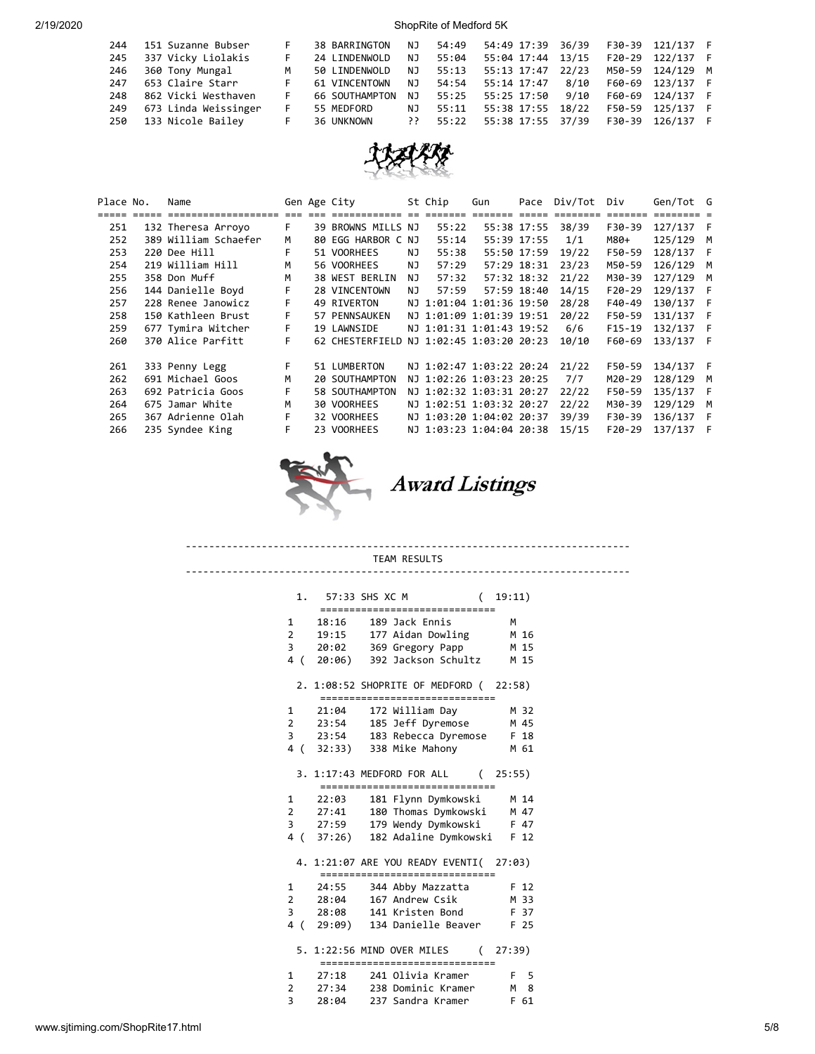| Place | No. | Name | Gen | Age | City | St | Chip | Gun | Pace | Div/Tot | Div | Gen/Tot | G |
|---|---|---|---|---|---|---|---|---|---|---|---|---|---|
| 244 | 151 | Suzanne Bubser | F | 38 | BARRINGTON | NJ | 54:49 | 54:49 | 17:39 | 36/39 | F30-39 | 121/137 | F |
| 245 | 337 | Vicky Liolakis | F | 24 | LINDENWOLD | NJ | 55:04 | 55:04 | 17:44 | 13/15 | F20-29 | 122/137 | F |
| 246 | 360 | Tony Mungal | M | 50 | LINDENWOLD | NJ | 55:13 | 55:13 | 17:47 | 22/23 | M50-59 | 124/129 | M |
| 247 | 653 | Claire Starr | F | 61 | VINCENTOWN | NJ | 54:54 | 55:14 | 17:47 | 8/10 | F60-69 | 123/137 | F |
| 248 | 862 | Vicki Westhaven | F | 66 | SOUTHAMPTON | NJ | 55:25 | 55:25 | 17:50 | 9/10 | F60-69 | 124/137 | F |
| 249 | 673 | Linda Weissinger | F | 55 | MEDFORD | NJ | 55:11 | 55:38 | 17:55 | 18/22 | F50-59 | 125/137 | F |
| 250 | 133 | Nicole Bailey | F | 36 | UNKNOWN | ?? | 55:22 | 55:38 | 17:55 | 37/39 | F30-39 | 126/137 | F |
| 251 | 132 | Theresa Arroyo | F | 39 | BROWNS MILLS | NJ | 55:22 | 55:38 | 17:55 | 38/39 | F30-39 | 127/137 | F |
| 252 | 389 | William Schaefer | M | 80 | EGG HARBOR C | NJ | 55:14 | 55:39 | 17:55 | 1/1 | M80+ | 125/129 | M |
| 253 | 220 | Dee Hill | F | 51 | VOORHEES | NJ | 55:38 | 55:50 | 17:59 | 19/22 | F50-59 | 128/137 | F |
| 254 | 219 | William Hill | M | 56 | VOORHEES | NJ | 57:29 | 57:29 | 18:31 | 23/23 | M50-59 | 126/129 | M |
| 255 | 358 | Don Muff | M | 38 | WEST BERLIN | NJ | 57:32 | 57:32 | 18:32 | 21/22 | M30-39 | 127/129 | M |
| 256 | 144 | Danielle Boyd | F | 28 | VINCENTOWN | NJ | 57:59 | 57:59 | 18:40 | 14/15 | F20-29 | 129/137 | F |
| 257 | 228 | Renee Janowicz | F | 49 | RIVERTON | NJ | 1:01:04 | 1:01:36 | 19:50 | 28/28 | F40-49 | 130/137 | F |
| 258 | 150 | Kathleen Brust | F | 57 | PENNSAUKEN | NJ | 1:01:09 | 1:01:39 | 19:51 | 20/22 | F50-59 | 131/137 | F |
| 259 | 677 | Tymira Witcher | F | 19 | LAWNSIDE | NJ | 1:01:31 | 1:01:43 | 19:52 | 6/6 | F15-19 | 132/137 | F |
| 260 | 370 | Alice Parfitt | F | 62 | CHESTERFIELD | NJ | 1:02:45 | 1:03:20 | 20:23 | 10/10 | F60-69 | 133/137 | F |
| 261 | 333 | Penny Legg | F | 51 | LUMBERTON | NJ | 1:02:47 | 1:03:22 | 20:24 | 21/22 | F50-59 | 134/137 | F |
| 262 | 691 | Michael Goos | M | 20 | SOUTHAMPTON | NJ | 1:02:26 | 1:03:23 | 20:25 | 7/7 | M20-29 | 128/129 | M |
| 263 | 692 | Patricia Goos | F | 58 | SOUTHAMPTON | NJ | 1:02:32 | 1:03:31 | 20:27 | 22/22 | F50-59 | 135/137 | F |
| 264 | 675 | Jamar White | M | 30 | VOORHEES | NJ | 1:02:51 | 1:03:32 | 20:27 | 22/22 | M30-39 | 129/129 | M |
| 265 | 367 | Adrienne Olah | F | 32 | VOORHEES | NJ | 1:03:20 | 1:04:02 | 20:37 | 39/39 | F30-39 | 136/137 | F |
| 266 | 235 | Syndee King | F | 23 | VOORHEES | NJ | 1:03:23 | 1:04:04 | 20:38 | 15/15 | F20-29 | 137/137 | F |

## Award Listings

```
---------------------------------------------------------------------------
                              TEAM RESULTS
---------------------------------------------------------------------------

      1.   57:33 SHS XC M              (  19:11)
           ==============================
     1    18:16    189 Jack Ennis           M
     2    19:15    177 Aidan Dowling        M 16
     3    20:02    369 Gregory Papp         M 15
     4 (  20:06)   392 Jackson Schultz      M 15

      2. 1:08:52 SHOPRITE OF MEDFORD (  22:58)
           ==============================
     1    21:04    172 William Day          M 32
     2    23:54    185 Jeff Dyremose        M 45
     3    23:54    183 Rebecca Dyremose     F 18
     4 (  32:33)   338 Mike Mahony          M 61

      3. 1:17:43 MEDFORD FOR ALL      (  25:55)
           ==============================
     1    22:03    181 Flynn Dymkowski      M 14
     2    27:41    180 Thomas Dymkowski     M 47
     3    27:59    179 Wendy Dymkowski      F 47
     4 (  37:26)   182 Adaline Dymkowski    F 12

      4. 1:21:07 ARE YOU READY EVENTI(  27:03)
           ==============================
     1    24:55    344 Abby Mazzatta        F 12
     2    28:04    167 Andrew Csik          M 33
     3    28:08    141 Kristen Bond         F 37
     4 (  29:09)   134 Danielle Beaver      F 25

      5. 1:22:56 MIND OVER MILES      (  27:39)
           ==============================
     1    27:18    241 Olivia Kramer        F  5
     2    27:34    238 Dominic Kramer       M  8
     3    28:04    237 Sandra Kramer        F 61
```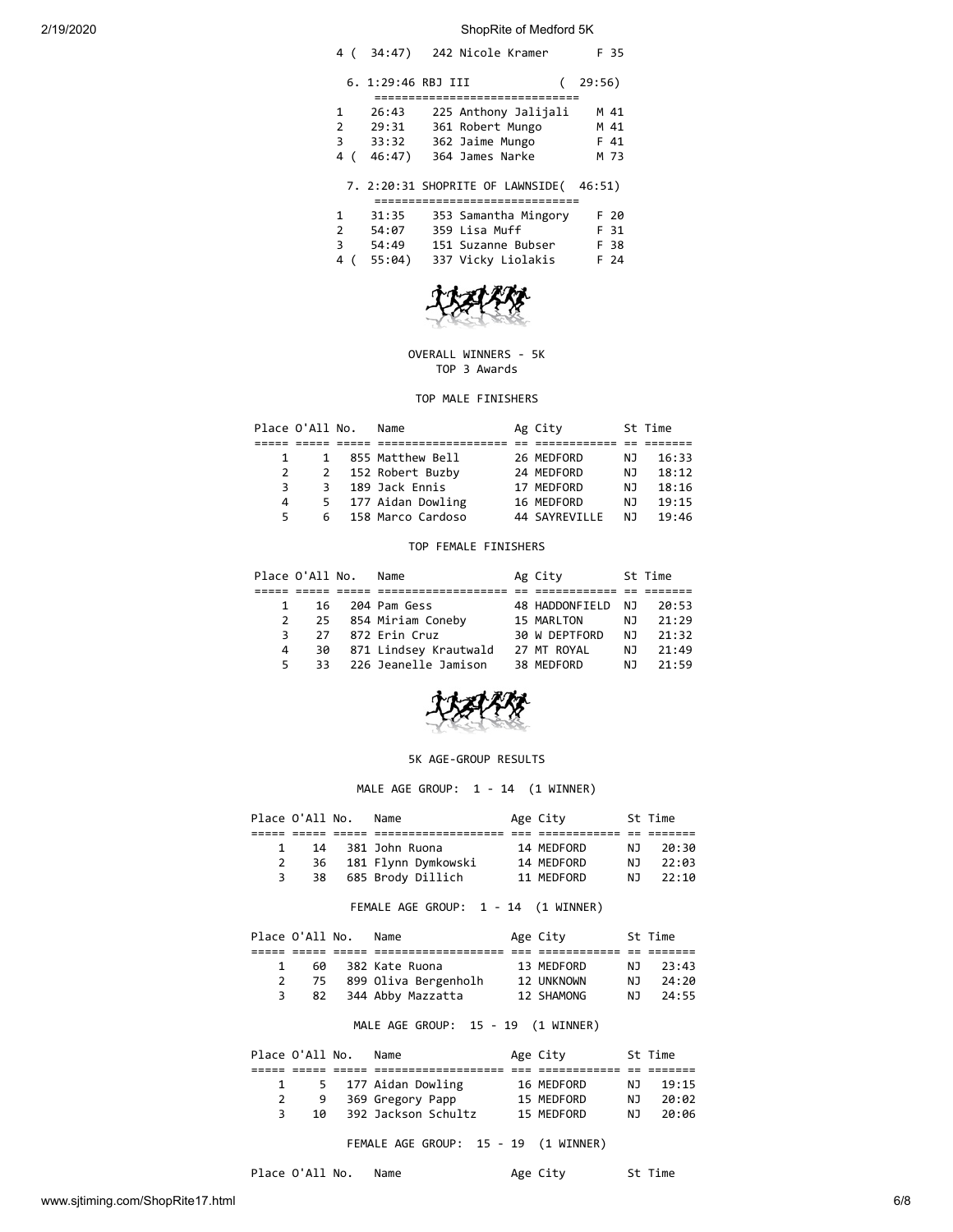4 ( 34:47) 242 Nicole Kramer F 35

6. 1:29:46 RBJ III ( 29:56)

| | Time | No. Name | Sex/Age |
|---|---|---|---|
| 1 | 26:43 | 225 Anthony Jalijali | M 41 |
| 2 | 29:31 | 361 Robert Mungo | M 41 |
| 3 | 33:32 | 362 Jaime Mungo | F 41 |
| 4 ( | 46:47) | 364 James Narke | M 73 |

7. 2:20:31 SHOPRITE OF LAWNSIDE( 46:51)

| | Time | No. Name | Sex/Age |
|---|---|---|---|
| 1 | 31:35 | 353 Samantha Mingory | F 20 |
| 2 | 54:07 | 359 Lisa Muff | F 31 |
| 3 | 54:49 | 151 Suzanne Bubser | F 38 |
| 4 ( | 55:04) | 337 Vicky Liolakis | F 24 |

OVERALL WINNERS - 5K
TOP 3 Awards

TOP MALE FINISHERS

| Place | O'All | No. | Name | Ag | City | St | Time |
|---|---|---|---|---|---|---|---|
| 1 | 1 | 855 | Matthew Bell | 26 | MEDFORD | NJ | 16:33 |
| 2 | 2 | 152 | Robert Buzby | 24 | MEDFORD | NJ | 18:12 |
| 3 | 3 | 189 | Jack Ennis | 17 | MEDFORD | NJ | 18:16 |
| 4 | 5 | 177 | Aidan Dowling | 16 | MEDFORD | NJ | 19:15 |
| 5 | 6 | 158 | Marco Cardoso | 44 | SAYREVILLE | NJ | 19:46 |

TOP FEMALE FINISHERS

| Place | O'All | No. | Name | Ag | City | St | Time |
|---|---|---|---|---|---|---|---|
| 1 | 16 | 204 | Pam Gess | 48 | HADDONFIELD | NJ | 20:53 |
| 2 | 25 | 854 | Miriam Coneby | 15 | MARLTON | NJ | 21:29 |
| 3 | 27 | 872 | Erin Cruz | 30 | W DEPTFORD | NJ | 21:32 |
| 4 | 30 | 871 | Lindsey Krautwald | 27 | MT ROYAL | NJ | 21:49 |
| 5 | 33 | 226 | Jeanelle Jamison | 38 | MEDFORD | NJ | 21:59 |

5K AGE-GROUP RESULTS

MALE AGE GROUP: 1 - 14 (1 WINNER)

| Place | O'All | No. | Name | Age | City | St | Time |
|---|---|---|---|---|---|---|---|
| 1 | 14 | 381 | John Ruona | 14 | MEDFORD | NJ | 20:30 |
| 2 | 36 | 181 | Flynn Dymkowski | 14 | MEDFORD | NJ | 22:03 |
| 3 | 38 | 685 | Brody Dillich | 11 | MEDFORD | NJ | 22:10 |

FEMALE AGE GROUP: 1 - 14 (1 WINNER)

| Place | O'All | No. | Name | Age | City | St | Time |
|---|---|---|---|---|---|---|---|
| 1 | 60 | 382 | Kate Ruona | 13 | MEDFORD | NJ | 23:43 |
| 2 | 75 | 899 | Oliva Bergenholh | 12 | UNKNOWN | NJ | 24:20 |
| 3 | 82 | 344 | Abby Mazzatta | 12 | SHAMONG | NJ | 24:55 |

MALE AGE GROUP: 15 - 19 (1 WINNER)

| Place | O'All | No. | Name | Age | City | St | Time |
|---|---|---|---|---|---|---|---|
| 1 | 5 | 177 | Aidan Dowling | 16 | MEDFORD | NJ | 19:15 |
| 2 | 9 | 369 | Gregory Papp | 15 | MEDFORD | NJ | 20:02 |
| 3 | 10 | 392 | Jackson Schultz | 15 | MEDFORD | NJ | 20:06 |

FEMALE AGE GROUP: 15 - 19 (1 WINNER)

| Place | O'All | No. | Name | Age | City | St | Time |
|---|---|---|---|---|---|---|---|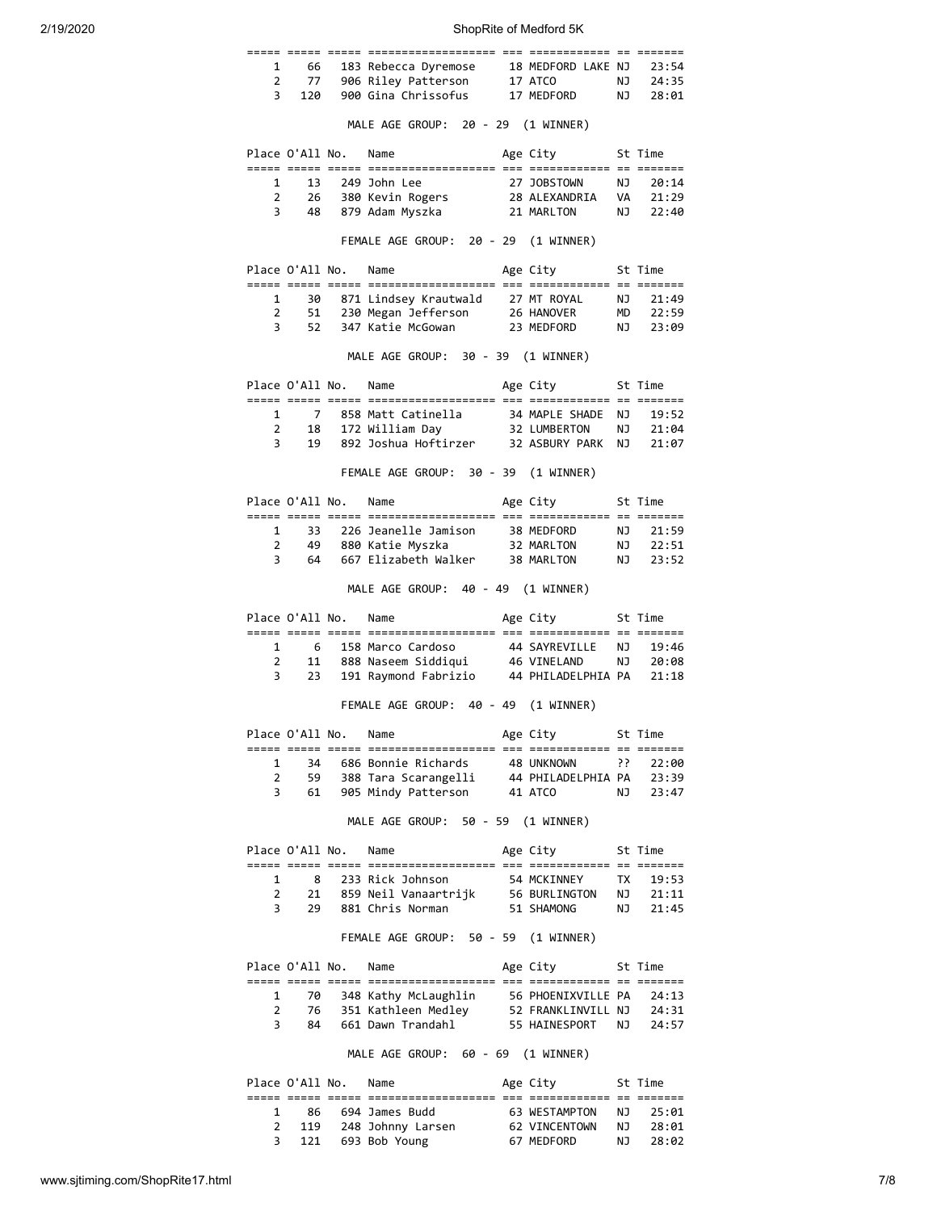| Place | O'All | No. | Name | Age | City | St | Time |
|---|---|---|---|---|---|---|---|
| 1 | 66 | 183 | Rebecca Dyremose | 18 | MEDFORD LAKE | NJ | 23:54 |
| 2 | 77 | 906 | Riley Patterson | 17 | ATCO | NJ | 24:35 |
| 3 | 120 | 900 | Gina Chrissofus | 17 | MEDFORD | NJ | 28:01 |

MALE AGE GROUP: 20 - 29 (1 WINNER)

| Place | O'All | No. | Name | Age | City | St | Time |
|---|---|---|---|---|---|---|---|
| 1 | 13 | 249 | John Lee | 27 | JOBSTOWN | NJ | 20:14 |
| 2 | 26 | 380 | Kevin Rogers | 28 | ALEXANDRIA | VA | 21:29 |
| 3 | 48 | 879 | Adam Myszka | 21 | MARLTON | NJ | 22:40 |

FEMALE AGE GROUP: 20 - 29 (1 WINNER)

| Place | O'All | No. | Name | Age | City | St | Time |
|---|---|---|---|---|---|---|---|
| 1 | 30 | 871 | Lindsey Krautwald | 27 | MT ROYAL | NJ | 21:49 |
| 2 | 51 | 230 | Megan Jefferson | 26 | HANOVER | MD | 22:59 |
| 3 | 52 | 347 | Katie McGowan | 23 | MEDFORD | NJ | 23:09 |

MALE AGE GROUP: 30 - 39 (1 WINNER)

| Place | O'All | No. | Name | Age | City | St | Time |
|---|---|---|---|---|---|---|---|
| 1 | 7 | 858 | Matt Catinella | 34 | MAPLE SHADE | NJ | 19:52 |
| 2 | 18 | 172 | William Day | 32 | LUMBERTON | NJ | 21:04 |
| 3 | 19 | 892 | Joshua Hoftirzer | 32 | ASBURY PARK | NJ | 21:07 |

FEMALE AGE GROUP: 30 - 39 (1 WINNER)

| Place | O'All | No. | Name | Age | City | St | Time |
|---|---|---|---|---|---|---|---|
| 1 | 33 | 226 | Jeanelle Jamison | 38 | MEDFORD | NJ | 21:59 |
| 2 | 49 | 880 | Katie Myszka | 32 | MARLTON | NJ | 22:51 |
| 3 | 64 | 667 | Elizabeth Walker | 38 | MARLTON | NJ | 23:52 |

MALE AGE GROUP: 40 - 49 (1 WINNER)

| Place | O'All | No. | Name | Age | City | St | Time |
|---|---|---|---|---|---|---|---|
| 1 | 6 | 158 | Marco Cardoso | 44 | SAYREVILLE | NJ | 19:46 |
| 2 | 11 | 888 | Naseem Siddiqui | 46 | VINELAND | NJ | 20:08 |
| 3 | 23 | 191 | Raymond Fabrizio | 44 | PHILADELPHIA | PA | 21:18 |

FEMALE AGE GROUP: 40 - 49 (1 WINNER)

| Place | O'All | No. | Name | Age | City | St | Time |
|---|---|---|---|---|---|---|---|
| 1 | 34 | 686 | Bonnie Richards | 48 | UNKNOWN | ?? | 22:00 |
| 2 | 59 | 388 | Tara Scarangelli | 44 | PHILADELPHIA | PA | 23:39 |
| 3 | 61 | 905 | Mindy Patterson | 41 | ATCO | NJ | 23:47 |

MALE AGE GROUP: 50 - 59 (1 WINNER)

| Place | O'All | No. | Name | Age | City | St | Time |
|---|---|---|---|---|---|---|---|
| 1 | 8 | 233 | Rick Johnson | 54 | MCKINNEY | TX | 19:53 |
| 2 | 21 | 859 | Neil Vanaartrijk | 56 | BURLINGTON | NJ | 21:11 |
| 3 | 29 | 881 | Chris Norman | 51 | SHAMONG | NJ | 21:45 |

FEMALE AGE GROUP: 50 - 59 (1 WINNER)

| Place | O'All | No. | Name | Age | City | St | Time |
|---|---|---|---|---|---|---|---|
| 1 | 70 | 348 | Kathy McLaughlin | 56 | PHOENIXVILLE | PA | 24:13 |
| 2 | 76 | 351 | Kathleen Medley | 52 | FRANKLINVILL | NJ | 24:31 |
| 3 | 84 | 661 | Dawn Trandahl | 55 | HAINESPORT | NJ | 24:57 |

MALE AGE GROUP: 60 - 69 (1 WINNER)

| Place | O'All | No. | Name | Age | City | St | Time |
|---|---|---|---|---|---|---|---|
| 1 | 86 | 694 | James Budd | 63 | WESTAMPTON | NJ | 25:01 |
| 2 | 119 | 248 | Johnny Larsen | 62 | VINCENTOWN | NJ | 28:01 |
| 3 | 121 | 693 | Bob Young | 67 | MEDFORD | NJ | 28:02 |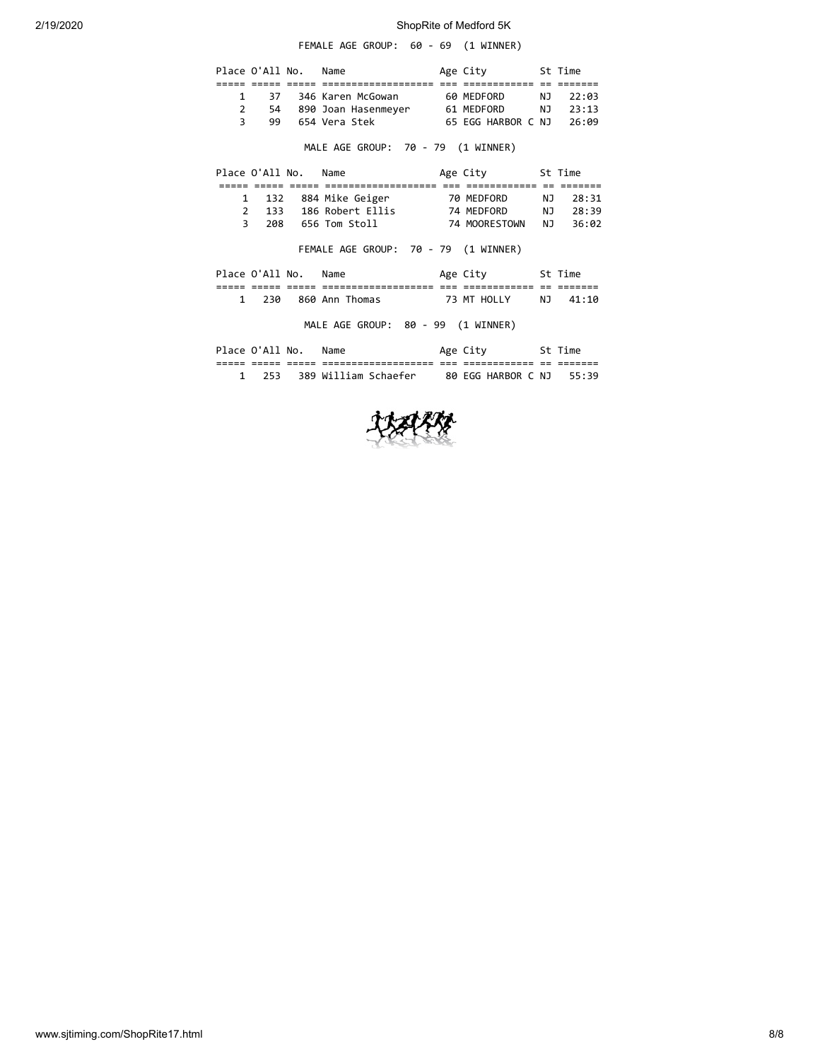FEMALE AGE GROUP: 60 - 69 (1 WINNER)

| Place | O'All | No. | Name | Age | City | St | Time |
|---|---|---|---|---|---|---|---|
| 1 | 37 | 346 | Karen McGowan | 60 | MEDFORD | NJ | 22:03 |
| 2 | 54 | 890 | Joan Hasenmeyer | 61 | MEDFORD | NJ | 23:13 |
| 3 | 99 | 654 | Vera Stek | 65 | EGG HARBOR C | NJ | 26:09 |

MALE AGE GROUP: 70 - 79 (1 WINNER)

| Place | O'All | No. | Name | Age | City | St | Time |
|---|---|---|---|---|---|---|---|
| 1 | 132 | 884 | Mike Geiger | 70 | MEDFORD | NJ | 28:31 |
| 2 | 133 | 186 | Robert Ellis | 74 | MEDFORD | NJ | 28:39 |
| 3 | 208 | 656 | Tom Stoll | 74 | MOORESTOWN | NJ | 36:02 |

FEMALE AGE GROUP: 70 - 79 (1 WINNER)

| Place | O'All | No. | Name | Age | City | St | Time |
|---|---|---|---|---|---|---|---|
| 1 | 230 | 860 | Ann Thomas | 73 | MT HOLLY | NJ | 41:10 |

MALE AGE GROUP: 80 - 99 (1 WINNER)

| Place | O'All | No. | Name | Age | City | St | Time |
|---|---|---|---|---|---|---|---|
| 1 | 253 | 389 | William Schaefer | 80 | EGG HARBOR C | NJ | 55:39 |